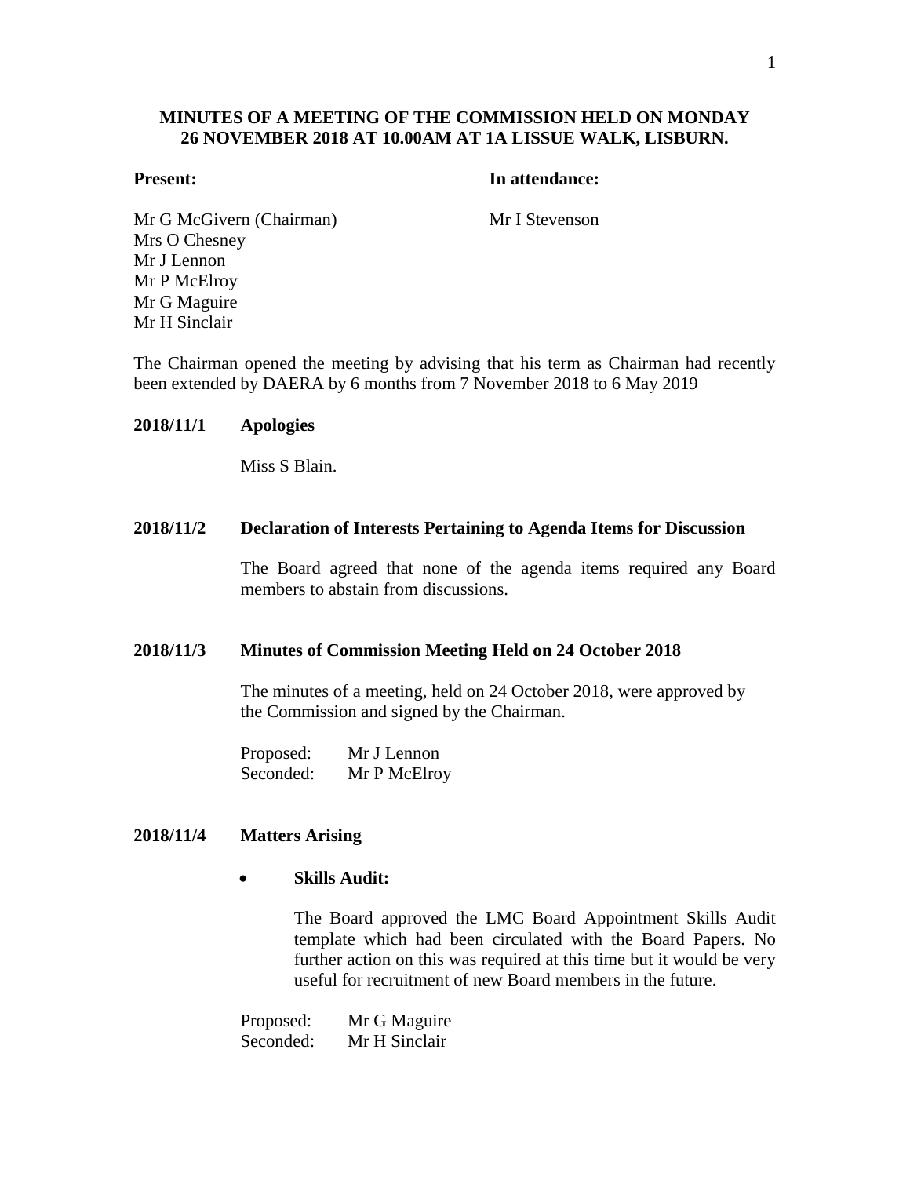**MINUTES OF A MEETING OF THE COMMISSION HELD ON MONDAY 26 NOVEMBER 2018 AT 10.00AM AT 1A LISSUE WALK, LISBURN.**

| **Present:** | **In attendance:** |
|---|---|
| Mr G McGivern (Chairman) | Mr I Stevenson |
| Mrs O Chesney | |
| Mr J Lennon | |
| Mr P McElroy | |
| Mr G Maguire | |
| Mr H Sinclair | |

The Chairman opened the meeting by advising that his term as Chairman had recently been extended by DAERA by 6 months from 7 November 2018 to 6 May 2019

**2018/11/1 Apologies**

Miss S Blain.

**2018/11/2 Declaration of Interests Pertaining to Agenda Items for Discussion**

The Board agreed that none of the agenda items required any Board members to abstain from discussions.

**2018/11/3 Minutes of Commission Meeting Held on 24 October 2018**

The minutes of a meeting, held on 24 October 2018, were approved by the Commission and signed by the Chairman.

Proposed: Mr J Lennon
Seconded: Mr P McElroy

**2018/11/4 Matters Arising**

- **Skills Audit:**

  The Board approved the LMC Board Appointment Skills Audit template which had been circulated with the Board Papers. No further action on this was required at this time but it would be very useful for recruitment of new Board members in the future.

Proposed: Mr G Maguire
Seconded: Mr H Sinclair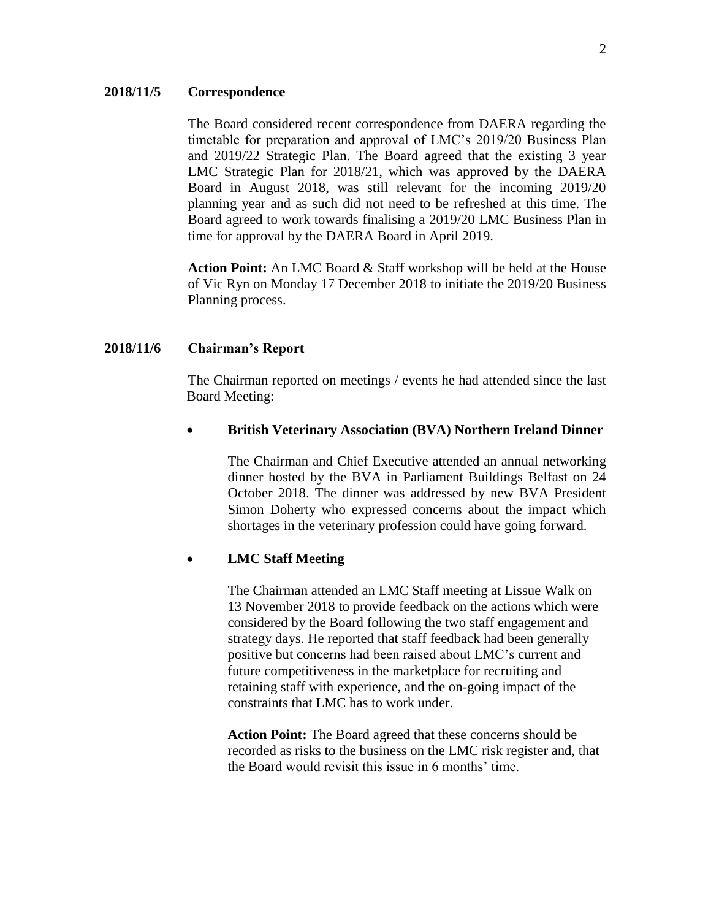**2018/11/5 Correspondence**

The Board considered recent correspondence from DAERA regarding the timetable for preparation and approval of LMC's 2019/20 Business Plan and 2019/22 Strategic Plan. The Board agreed that the existing 3 year LMC Strategic Plan for 2018/21, which was approved by the DAERA Board in August 2018, was still relevant for the incoming 2019/20 planning year and as such did not need to be refreshed at this time. The Board agreed to work towards finalising a 2019/20 LMC Business Plan in time for approval by the DAERA Board in April 2019.

**Action Point:** An LMC Board & Staff workshop will be held at the House of Vic Ryn on Monday 17 December 2018 to initiate the 2019/20 Business Planning process.

**2018/11/6 Chairman's Report**

The Chairman reported on meetings / events he had attended since the last Board Meeting:

- **British Veterinary Association (BVA) Northern Ireland Dinner**

  The Chairman and Chief Executive attended an annual networking dinner hosted by the BVA in Parliament Buildings Belfast on 24 October 2018. The dinner was addressed by new BVA President Simon Doherty who expressed concerns about the impact which shortages in the veterinary profession could have going forward.

- **LMC Staff Meeting**

  The Chairman attended an LMC Staff meeting at Lissue Walk on 13 November 2018 to provide feedback on the actions which were considered by the Board following the two staff engagement and strategy days. He reported that staff feedback had been generally positive but concerns had been raised about LMC's current and future competitiveness in the marketplace for recruiting and retaining staff with experience, and the on-going impact of the constraints that LMC has to work under.

  **Action Point:** The Board agreed that these concerns should be recorded as risks to the business on the LMC risk register and, that the Board would revisit this issue in 6 months' time.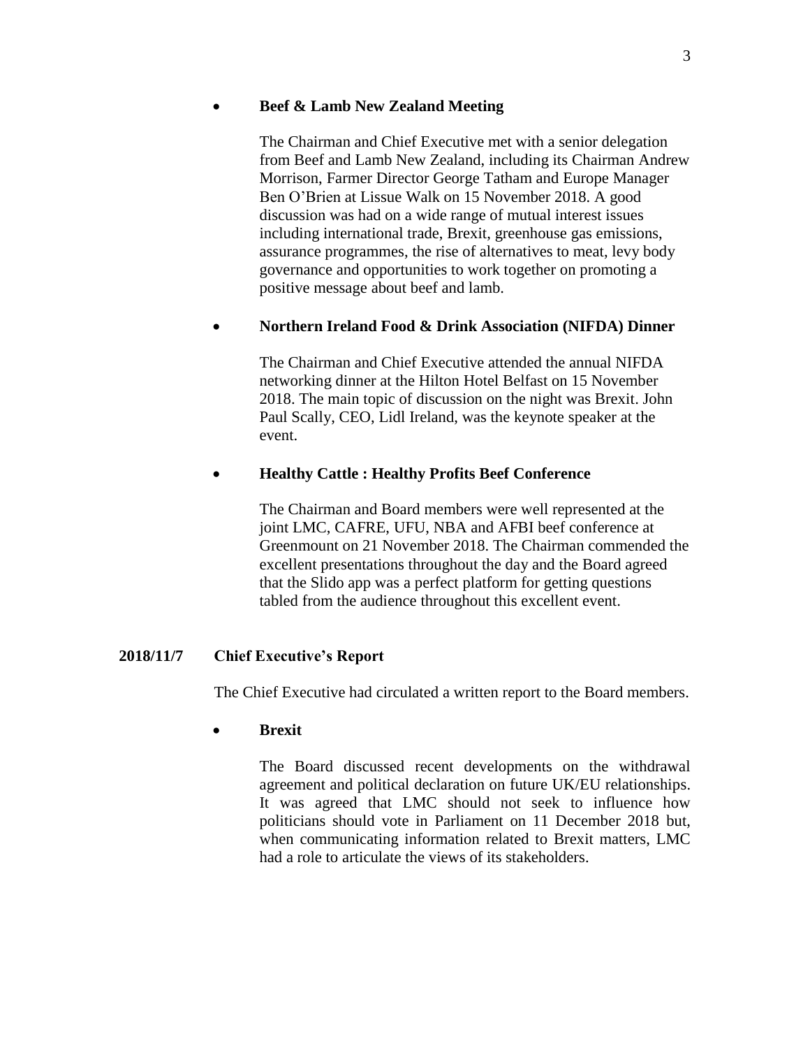- **Beef & Lamb New Zealand Meeting**

  The Chairman and Chief Executive met with a senior delegation from Beef and Lamb New Zealand, including its Chairman Andrew Morrison, Farmer Director George Tatham and Europe Manager Ben O'Brien at Lissue Walk on 15 November 2018. A good discussion was had on a wide range of mutual interest issues including international trade, Brexit, greenhouse gas emissions, assurance programmes, the rise of alternatives to meat, levy body governance and opportunities to work together on promoting a positive message about beef and lamb.

- **Northern Ireland Food & Drink Association (NIFDA) Dinner**

  The Chairman and Chief Executive attended the annual NIFDA networking dinner at the Hilton Hotel Belfast on 15 November 2018. The main topic of discussion on the night was Brexit. John Paul Scally, CEO, Lidl Ireland, was the keynote speaker at the event.

- **Healthy Cattle : Healthy Profits Beef Conference**

  The Chairman and Board members were well represented at the joint LMC, CAFRE, UFU, NBA and AFBI beef conference at Greenmount on 21 November 2018. The Chairman commended the excellent presentations throughout the day and the Board agreed that the Slido app was a perfect platform for getting questions tabled from the audience throughout this excellent event.

**2018/11/7 Chief Executive's Report**

The Chief Executive had circulated a written report to the Board members.

- **Brexit**

  The Board discussed recent developments on the withdrawal agreement and political declaration on future UK/EU relationships. It was agreed that LMC should not seek to influence how politicians should vote in Parliament on 11 December 2018 but, when communicating information related to Brexit matters, LMC had a role to articulate the views of its stakeholders.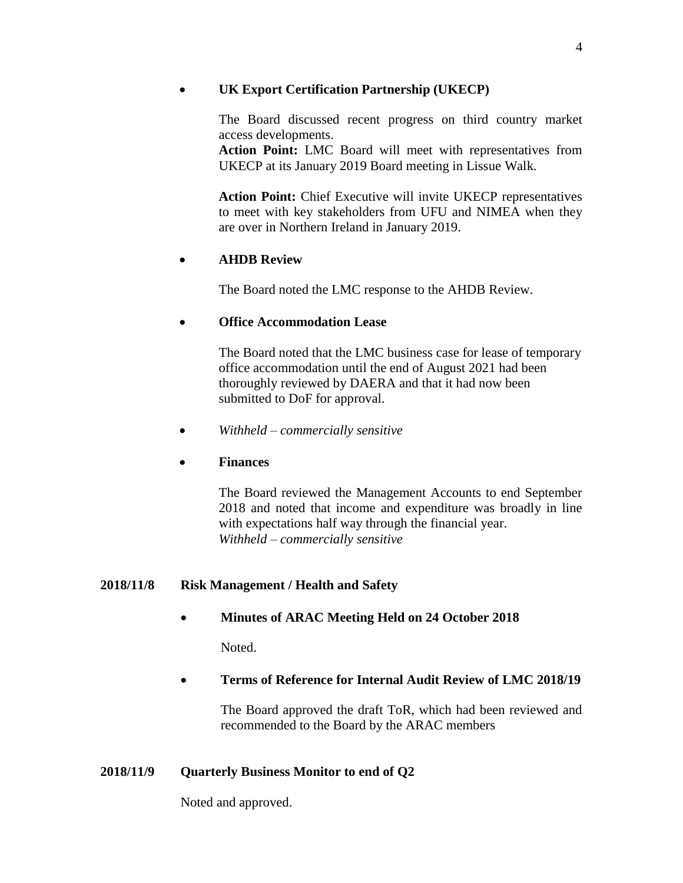- **UK Export Certification Partnership (UKECP)**

  The Board discussed recent progress on third country market access developments.
  **Action Point:** LMC Board will meet with representatives from UKECP at its January 2019 Board meeting in Lissue Walk.

  **Action Point:** Chief Executive will invite UKECP representatives to meet with key stakeholders from UFU and NIMEA when they are over in Northern Ireland in January 2019.

- **AHDB Review**

  The Board noted the LMC response to the AHDB Review.

- **Office Accommodation Lease**

  The Board noted that the LMC business case for lease of temporary office accommodation until the end of August 2021 had been thoroughly reviewed by DAERA and that it had now been submitted to DoF for approval.

- *Withheld – commercially sensitive*

- **Finances**

  The Board reviewed the Management Accounts to end September 2018 and noted that income and expenditure was broadly in line with expectations half way through the financial year.
  *Withheld – commercially sensitive*

**2018/11/8 Risk Management / Health and Safety**

- **Minutes of ARAC Meeting Held on 24 October 2018**

  Noted.

- **Terms of Reference for Internal Audit Review of LMC 2018/19**

  The Board approved the draft ToR, which had been reviewed and recommended to the Board by the ARAC members

**2018/11/9 Quarterly Business Monitor to end of Q2**

Noted and approved.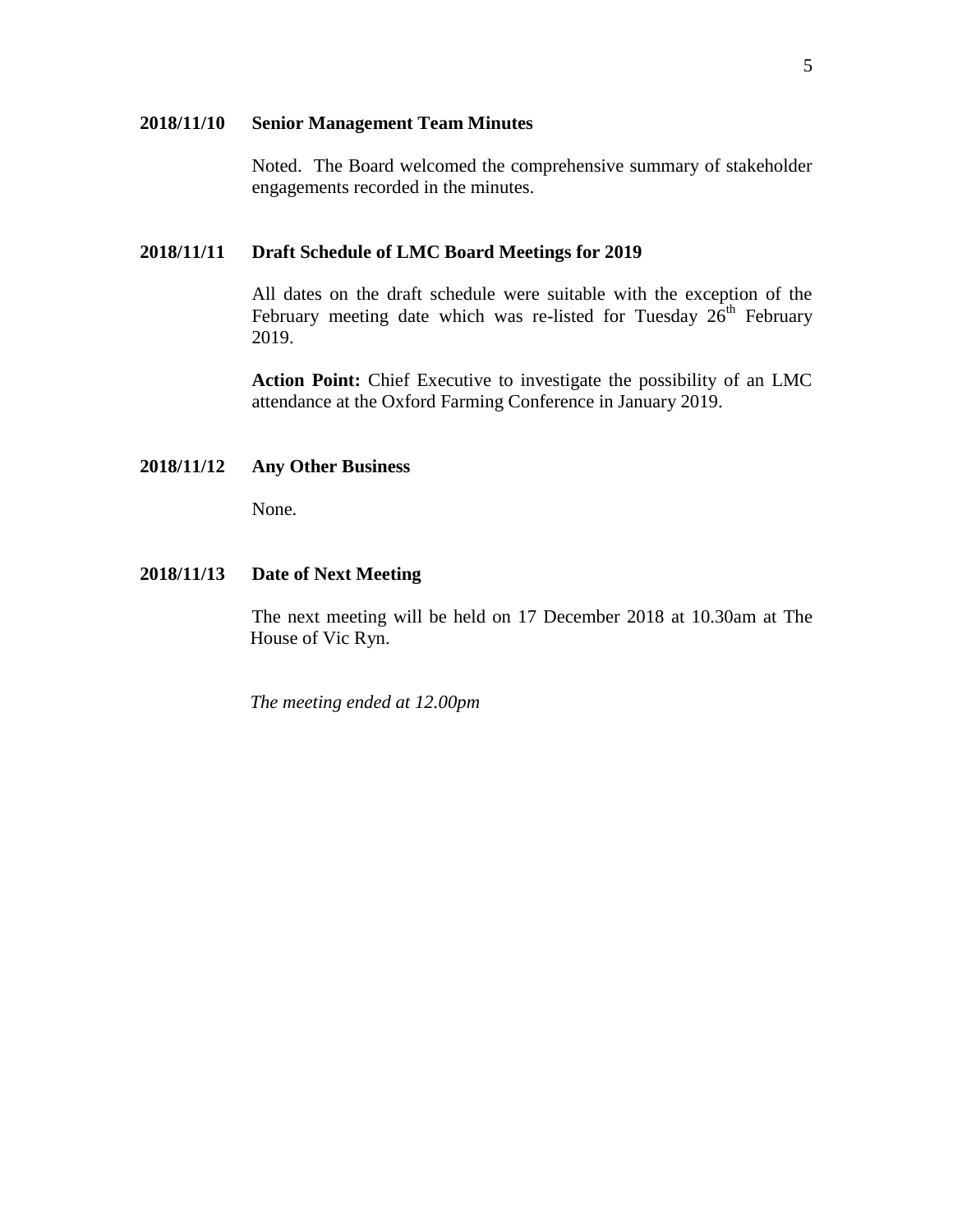**2018/11/10 Senior Management Team Minutes**

Noted. The Board welcomed the comprehensive summary of stakeholder engagements recorded in the minutes.

**2018/11/11 Draft Schedule of LMC Board Meetings for 2019**

All dates on the draft schedule were suitable with the exception of the February meeting date which was re-listed for Tuesday 26th February 2019.

**Action Point:** Chief Executive to investigate the possibility of an LMC attendance at the Oxford Farming Conference in January 2019.

**2018/11/12 Any Other Business**

None.

**2018/11/13 Date of Next Meeting**

The next meeting will be held on 17 December 2018 at 10.30am at The House of Vic Ryn.

*The meeting ended at 12.00pm*